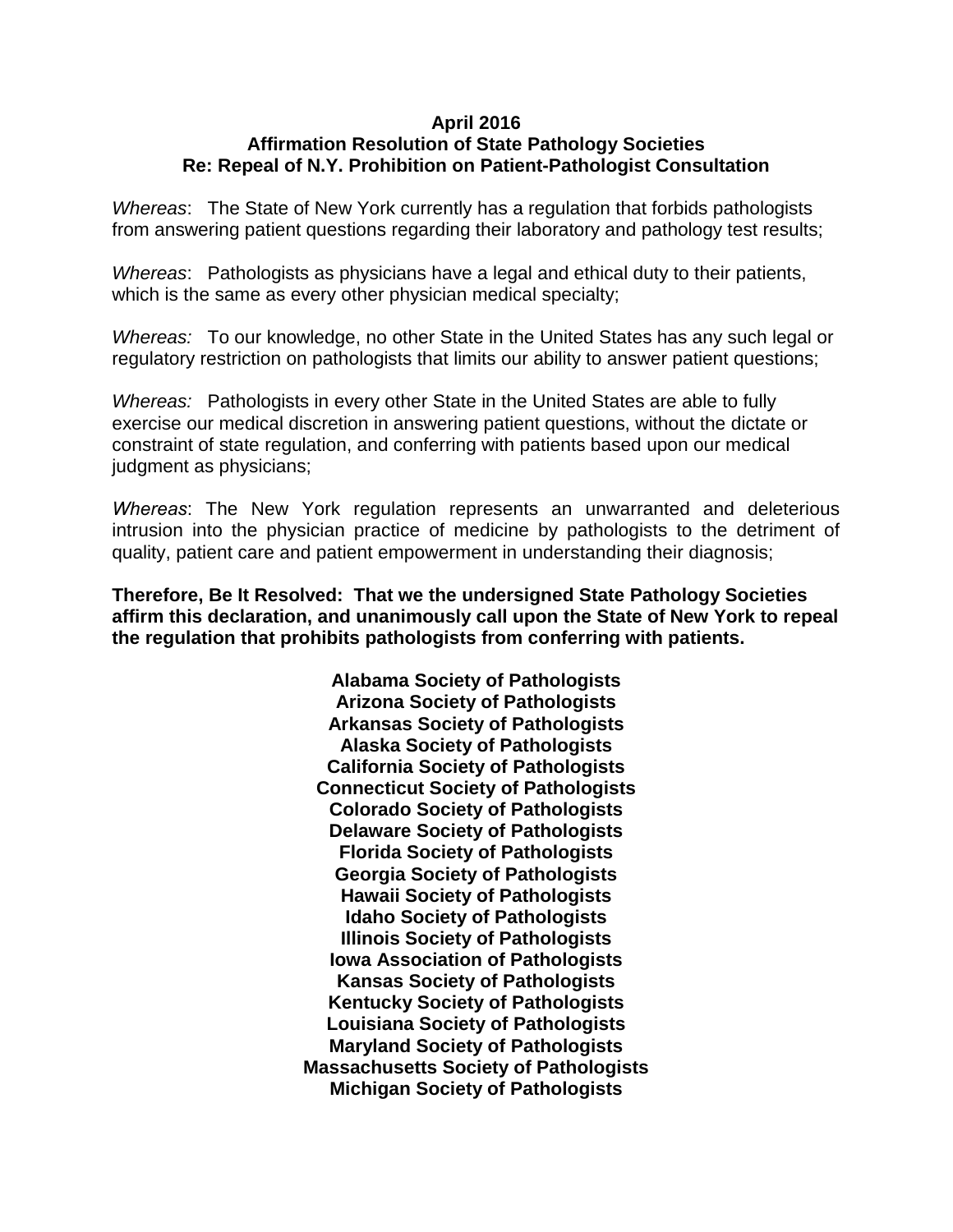**April 2016**
**Affirmation Resolution of State Pathology Societies**
**Re: Repeal of N.Y. Prohibition on Patient-Pathologist Consultation**

*Whereas*: The State of New York currently has a regulation that forbids pathologists from answering patient questions regarding their laboratory and pathology test results;

*Whereas*: Pathologists as physicians have a legal and ethical duty to their patients, which is the same as every other physician medical specialty;

*Whereas:* To our knowledge, no other State in the United States has any such legal or regulatory restriction on pathologists that limits our ability to answer patient questions;

*Whereas:* Pathologists in every other State in the United States are able to fully exercise our medical discretion in answering patient questions, without the dictate or constraint of state regulation, and conferring with patients based upon our medical judgment as physicians;

*Whereas*: The New York regulation represents an unwarranted and deleterious intrusion into the physician practice of medicine by pathologists to the detriment of quality, patient care and patient empowerment in understanding their diagnosis;

**Therefore, Be It Resolved: That we the undersigned State Pathology Societies affirm this declaration, and unanimously call upon the State of New York to repeal the regulation that prohibits pathologists from conferring with patients.**

**Alabama Society of Pathologists**
**Arizona Society of Pathologists**
**Arkansas Society of Pathologists**
**Alaska Society of Pathologists**
**California Society of Pathologists**
**Connecticut Society of Pathologists**
**Colorado Society of Pathologists**
**Delaware Society of Pathologists**
**Florida Society of Pathologists**
**Georgia Society of Pathologists**
**Hawaii Society of Pathologists**
**Idaho Society of Pathologists**
**Illinois Society of Pathologists**
**Iowa Association of Pathologists**
**Kansas Society of Pathologists**
**Kentucky Society of Pathologists**
**Louisiana Society of Pathologists**
**Maryland Society of Pathologists**
**Massachusetts Society of Pathologists**
**Michigan Society of Pathologists**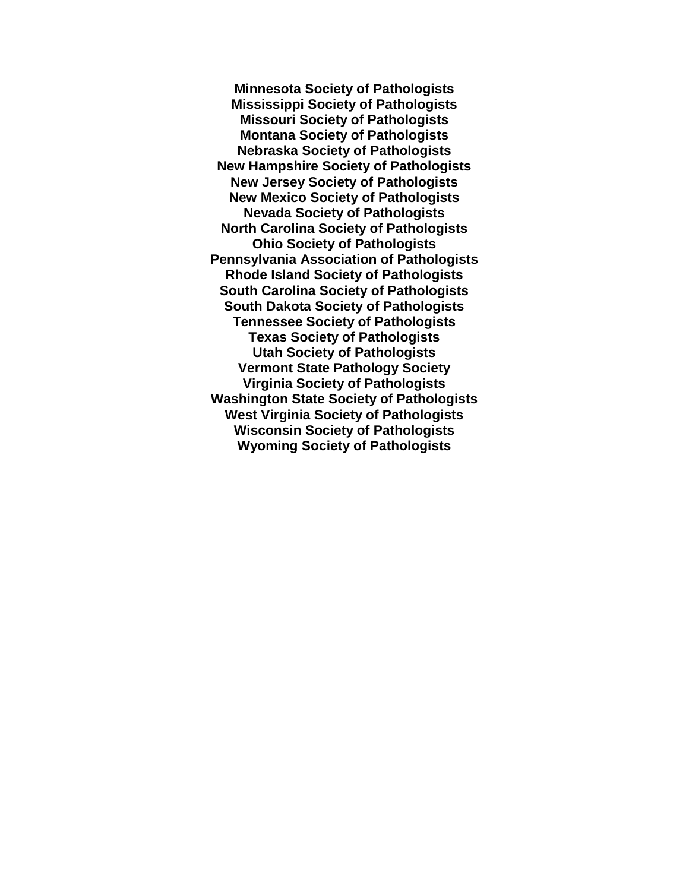**Minnesota Society of Pathologists**
**Mississippi Society of Pathologists**
**Missouri Society of Pathologists**
**Montana Society of Pathologists**
**Nebraska Society of Pathologists**
**New Hampshire Society of Pathologists**
**New Jersey Society of Pathologists**
**New Mexico Society of Pathologists**
**Nevada Society of Pathologists**
**North Carolina Society of Pathologists**
**Ohio Society of Pathologists**
**Pennsylvania Association of Pathologists**
**Rhode Island Society of Pathologists**
**South Carolina Society of Pathologists**
**South Dakota Society of Pathologists**
**Tennessee Society of Pathologists**
**Texas Society of Pathologists**
**Utah Society of Pathologists**
**Vermont State Pathology Society**
**Virginia Society of Pathologists**
**Washington State Society of Pathologists**
**West Virginia Society of Pathologists**
**Wisconsin Society of Pathologists**
**Wyoming Society of Pathologists**